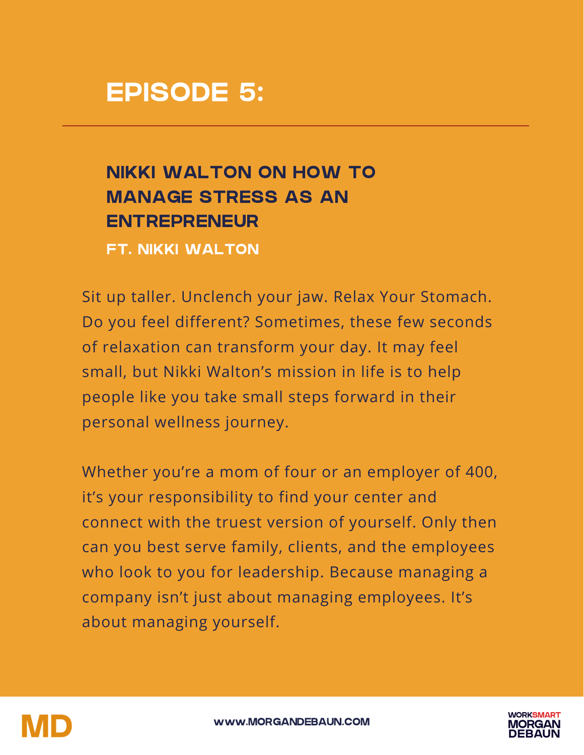# EPISODE 5:

## NIKKI WALTON ON HOW TO MANAGE STRESS AS AN ENTREPRENEUR

### FT. NIKKI WALTON

Sit up taller. Unclench your jaw. Relax Your Stomach. Do you feel different? Sometimes, these few seconds of relaxation can transform your day. It may feel small, but Nikki Walton's mission in life is to help people like you take small steps forward in their personal wellness journey.

Whether you're a mom of four or an employer of 400, it's your responsibility to find your center and connect with the truest version of yourself. Only then can you best serve family, clients, and the employees who look to you for leadership. Because managing a company isn't just about managing employees. It's about managing yourself.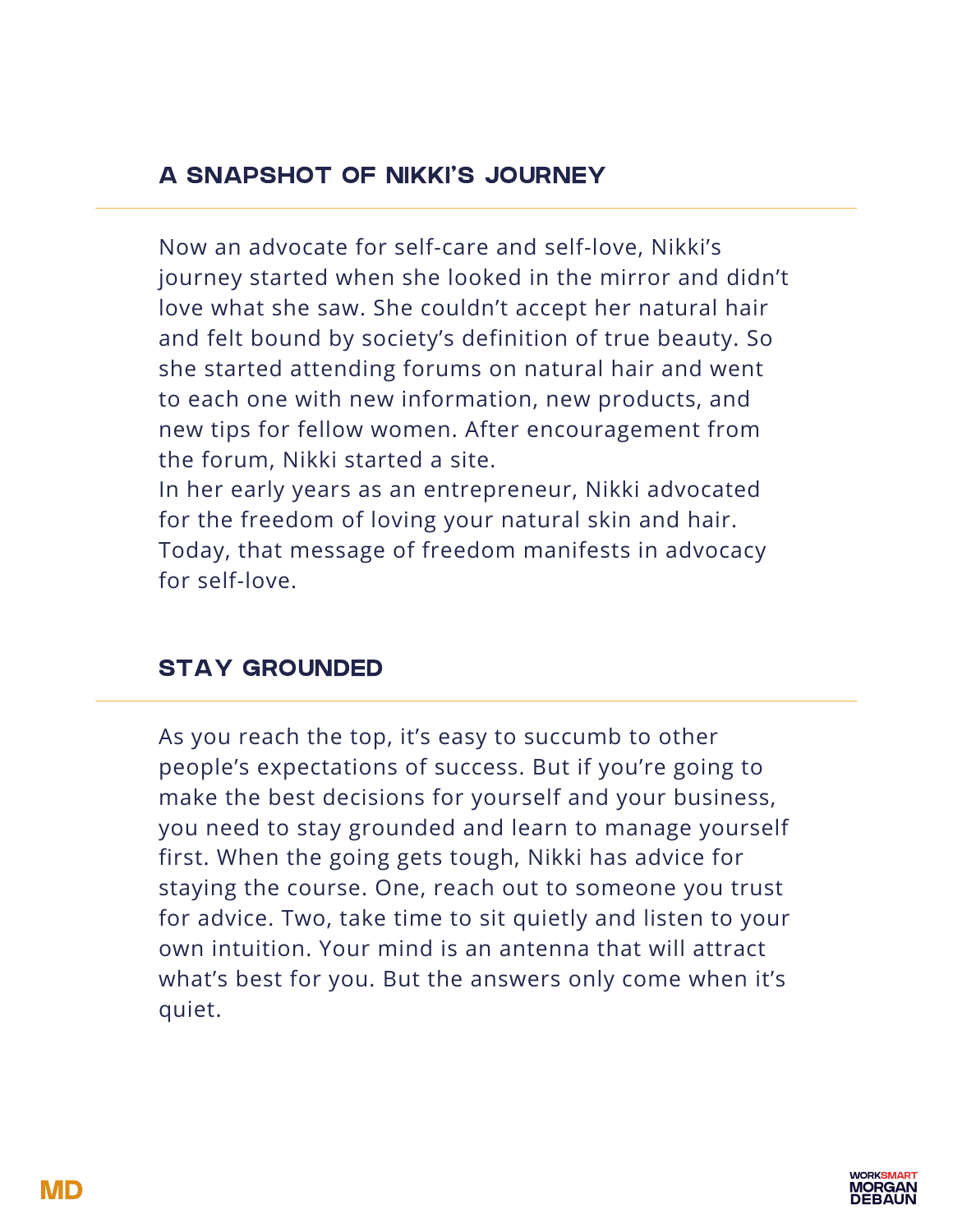## A SNAPSHOT OF NIKKI'S JOURNEY

Now an advocate for self-care and self-love, Nikki's journey started when she looked in the mirror and didn't love what she saw. She couldn't accept her natural hair and felt bound by society's definition of true beauty. So she started attending forums on natural hair and went to each one with new information, new products, and new tips for fellow women. After encouragement from the forum, Nikki started a site.

In her early years as an entrepreneur, Nikki advocated for the freedom of loving your natural skin and hair. Today, that message of freedom manifests in advocacy for self-love.

## STAY GROUNDED

As you reach the top, it's easy to succumb to other people's expectations of success. But if you're going to make the best decisions for yourself and your business, you need to stay grounded and learn to manage yourself first. When the going gets tough, Nikki has advice for staying the course. One, reach out to someone you trust for advice. Two, take time to sit quietly and listen to your own intuition. Your mind is an antenna that will attract what's best for you. But the answers only come when it's quiet.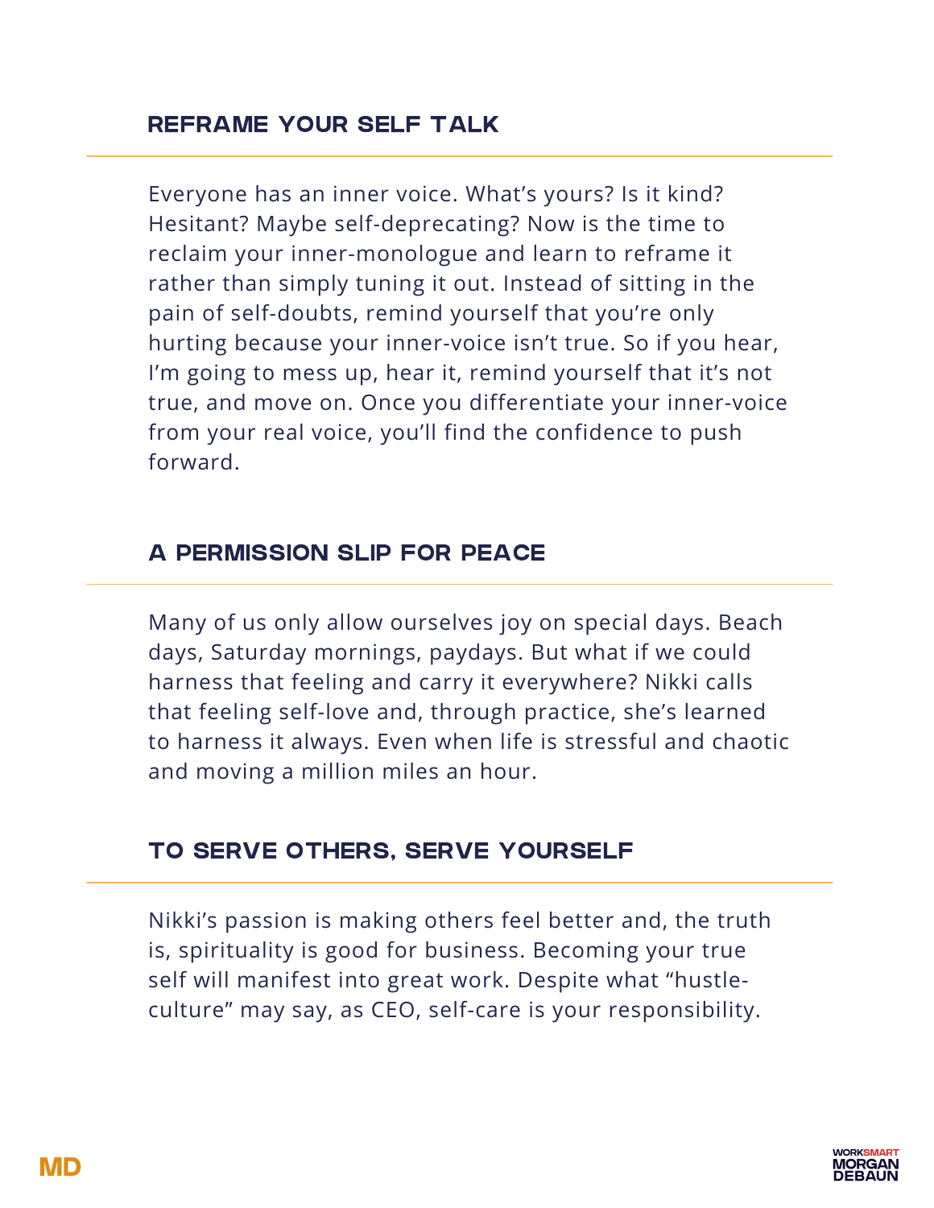## REFRAME YOUR SELF TALK

Everyone has an inner voice. What's yours? Is it kind? Hesitant? Maybe self-deprecating? Now is the time to reclaim your inner-monologue and learn to reframe it rather than simply tuning it out. Instead of sitting in the pain of self-doubts, remind yourself that you're only hurting because your inner-voice isn't true. So if you hear, I'm going to mess up, hear it, remind yourself that it's not true, and move on. Once you differentiate your inner-voice from your real voice, you'll find the confidence to push forward.

## A PERMISSION SLIP FOR PEACE

Many of us only allow ourselves joy on special days. Beach days, Saturday mornings, paydays. But what if we could harness that feeling and carry it everywhere? Nikki calls that feeling self-love and, through practice, she's learned to harness it always. Even when life is stressful and chaotic and moving a million miles an hour.

## TO SERVE OTHERS, SERVE YOURSELF

Nikki's passion is making others feel better and, the truth is, spirituality is good for business. Becoming your true self will manifest into great work. Despite what "hustle-culture" may say, as CEO, self-care is your responsibility.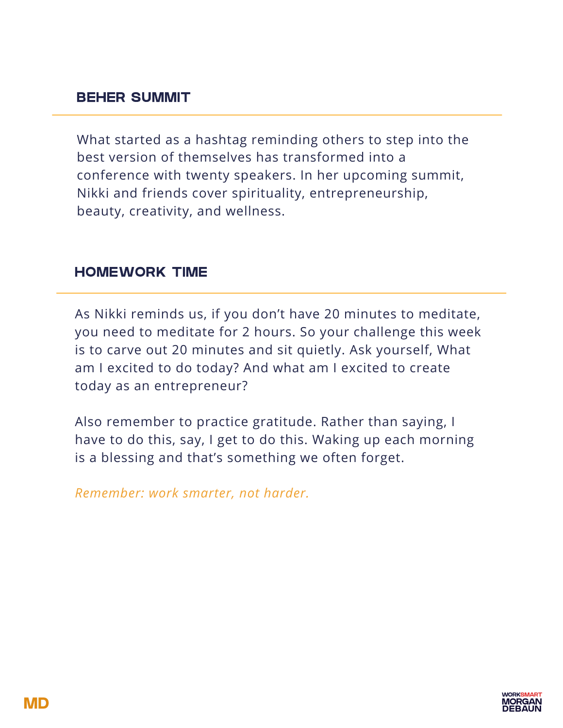## BEHER SUMMIT

What started as a hashtag reminding others to step into the best version of themselves has transformed into a conference with twenty speakers. In her upcoming summit, Nikki and friends cover spirituality, entrepreneurship, beauty, creativity, and wellness.

## HOMEWORK TIME

As Nikki reminds us, if you don't have 20 minutes to meditate, you need to meditate for 2 hours. So your challenge this week is to carve out 20 minutes and sit quietly. Ask yourself, What am I excited to do today? And what am I excited to create today as an entrepreneur?

Also remember to practice gratitude. Rather than saying, I have to do this, say, I get to do this. Waking up each morning is a blessing and that's something we often forget.

*Remember: work smarter, not harder.*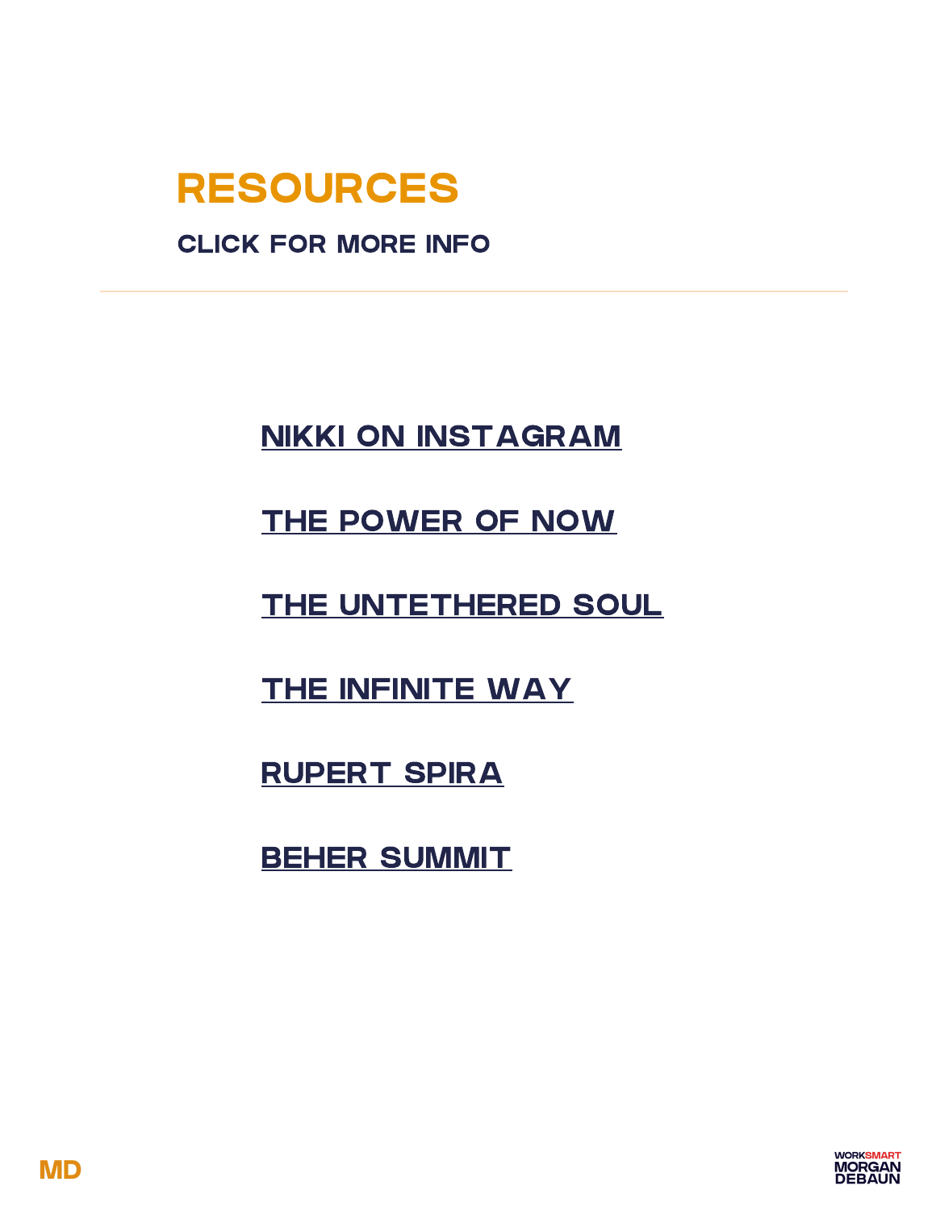# RESOURCES

**CLICK FOR MORE INFO**

---

NIKKI ON INSTAGRAM

THE POWER OF NOW

THE UNTETHERED SOUL

THE INFINITE WAY

RUPERT SPIRA

BEHER SUMMIT